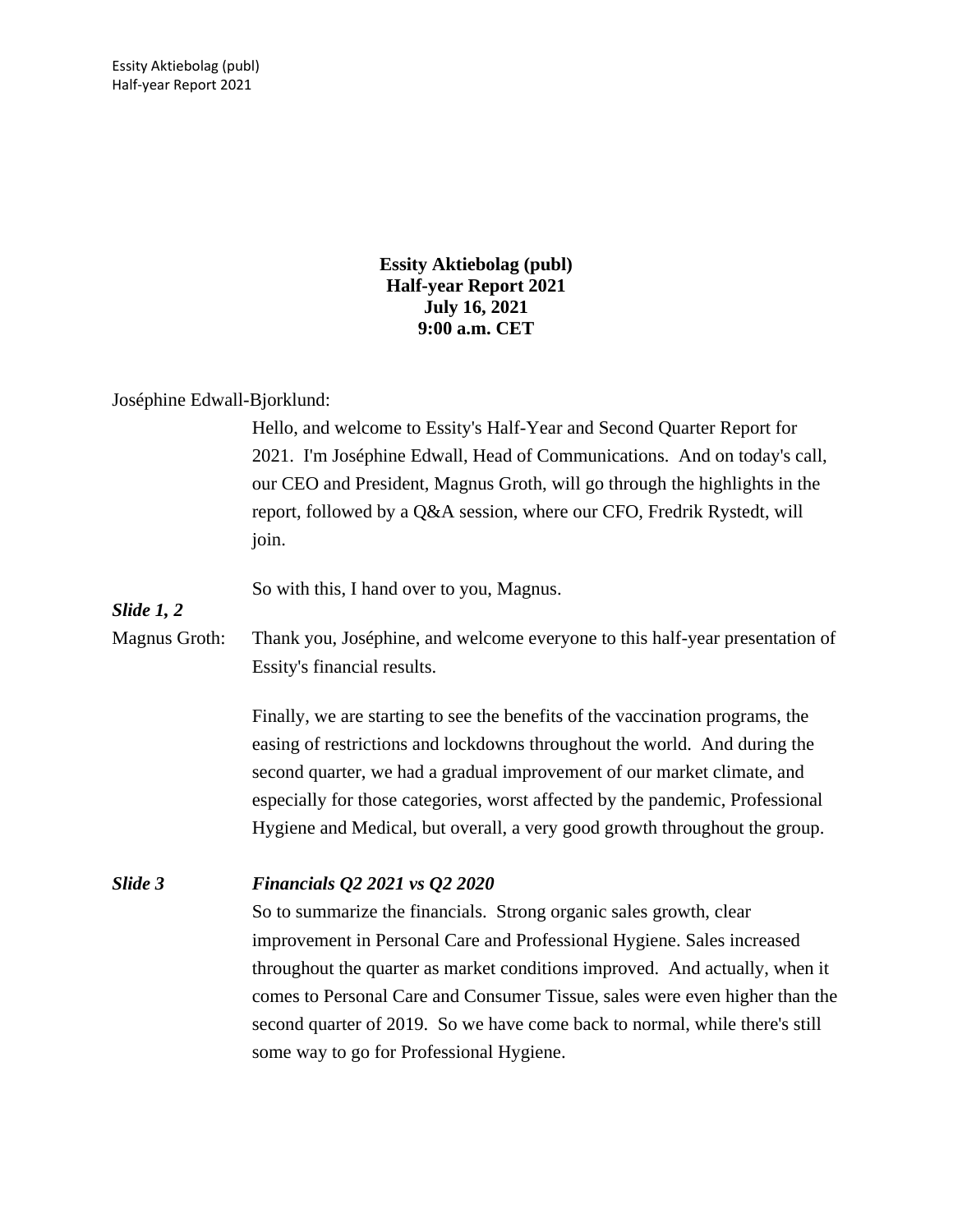**Essity Aktiebolag (publ)**
**Half-year Report 2021**
**July 16, 2021**
**9:00 a.m. CET**

Joséphine Edwall-Bjorklund:

Hello, and welcome to Essity's Half-Year and Second Quarter Report for 2021. I'm Joséphine Edwall, Head of Communications. And on today's call, our CEO and President, Magnus Groth, will go through the highlights in the report, followed by a Q&A session, where our CFO, Fredrik Rystedt, will join.

So with this, I hand over to you, Magnus.

***Slide 1, 2***

Magnus Groth: Thank you, Joséphine, and welcome everyone to this half-year presentation of Essity's financial results.

Finally, we are starting to see the benefits of the vaccination programs, the easing of restrictions and lockdowns throughout the world. And during the second quarter, we had a gradual improvement of our market climate, and especially for those categories, worst affected by the pandemic, Professional Hygiene and Medical, but overall, a very good growth throughout the group.

***Slide 3*** ***Financials Q2 2021 vs Q2 2020***

So to summarize the financials. Strong organic sales growth, clear improvement in Personal Care and Professional Hygiene. Sales increased throughout the quarter as market conditions improved. And actually, when it comes to Personal Care and Consumer Tissue, sales were even higher than the second quarter of 2019. So we have come back to normal, while there's still some way to go for Professional Hygiene.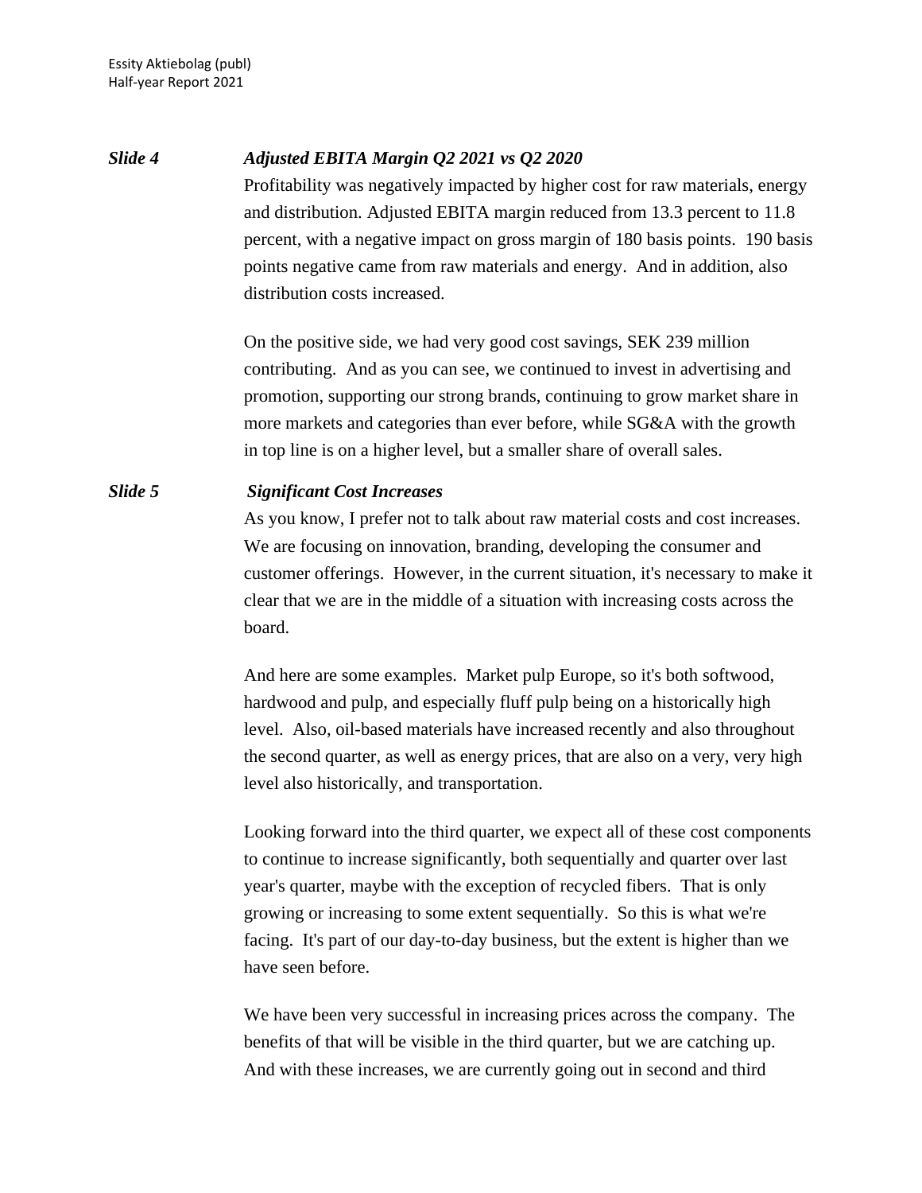***Slide 4*** ***Adjusted EBITA Margin Q2 2021 vs Q2 2020***

Profitability was negatively impacted by higher cost for raw materials, energy and distribution. Adjusted EBITA margin reduced from 13.3 percent to 11.8 percent, with a negative impact on gross margin of 180 basis points. 190 basis points negative came from raw materials and energy. And in addition, also distribution costs increased.

On the positive side, we had very good cost savings, SEK 239 million contributing. And as you can see, we continued to invest in advertising and promotion, supporting our strong brands, continuing to grow market share in more markets and categories than ever before, while SG&A with the growth in top line is on a higher level, but a smaller share of overall sales.

***Slide 5*** ***Significant Cost Increases***

As you know, I prefer not to talk about raw material costs and cost increases. We are focusing on innovation, branding, developing the consumer and customer offerings. However, in the current situation, it's necessary to make it clear that we are in the middle of a situation with increasing costs across the board.

And here are some examples. Market pulp Europe, so it's both softwood, hardwood and pulp, and especially fluff pulp being on a historically high level. Also, oil-based materials have increased recently and also throughout the second quarter, as well as energy prices, that are also on a very, very high level also historically, and transportation.

Looking forward into the third quarter, we expect all of these cost components to continue to increase significantly, both sequentially and quarter over last year's quarter, maybe with the exception of recycled fibers. That is only growing or increasing to some extent sequentially. So this is what we're facing. It's part of our day-to-day business, but the extent is higher than we have seen before.

We have been very successful in increasing prices across the company. The benefits of that will be visible in the third quarter, but we are catching up. And with these increases, we are currently going out in second and third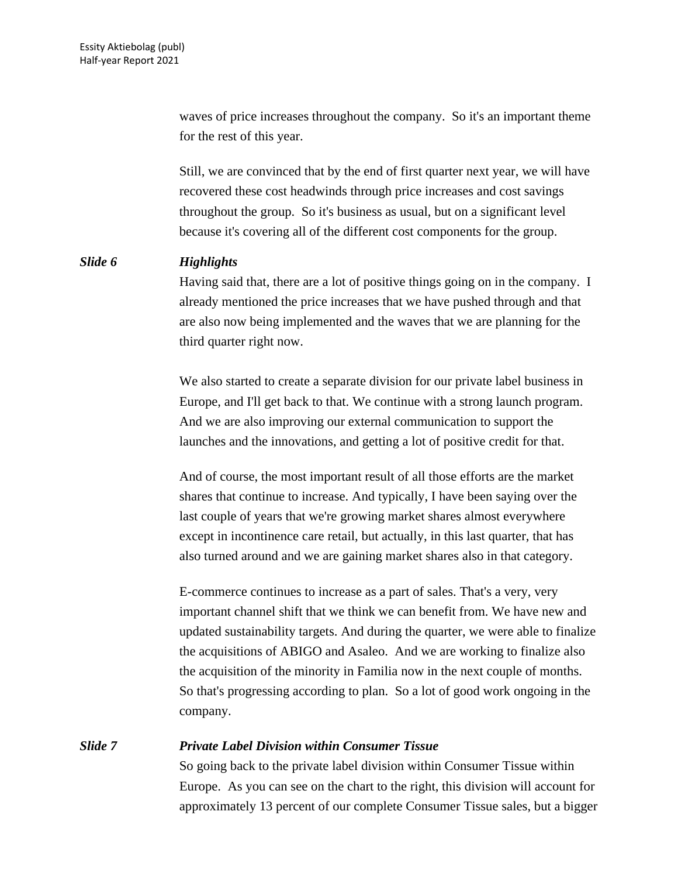waves of price increases throughout the company. So it's an important theme for the rest of this year.

Still, we are convinced that by the end of first quarter next year, we will have recovered these cost headwinds through price increases and cost savings throughout the group. So it's business as usual, but on a significant level because it's covering all of the different cost components for the group.

***Slide 6*** ***Highlights***

Having said that, there are a lot of positive things going on in the company. I already mentioned the price increases that we have pushed through and that are also now being implemented and the waves that we are planning for the third quarter right now.

We also started to create a separate division for our private label business in Europe, and I'll get back to that. We continue with a strong launch program. And we are also improving our external communication to support the launches and the innovations, and getting a lot of positive credit for that.

And of course, the most important result of all those efforts are the market shares that continue to increase. And typically, I have been saying over the last couple of years that we're growing market shares almost everywhere except in incontinence care retail, but actually, in this last quarter, that has also turned around and we are gaining market shares also in that category.

E-commerce continues to increase as a part of sales. That's a very, very important channel shift that we think we can benefit from. We have new and updated sustainability targets. And during the quarter, we were able to finalize the acquisitions of ABIGO and Asaleo. And we are working to finalize also the acquisition of the minority in Familia now in the next couple of months. So that's progressing according to plan. So a lot of good work ongoing in the company.

***Slide 7*** ***Private Label Division within Consumer Tissue***

So going back to the private label division within Consumer Tissue within Europe. As you can see on the chart to the right, this division will account for approximately 13 percent of our complete Consumer Tissue sales, but a bigger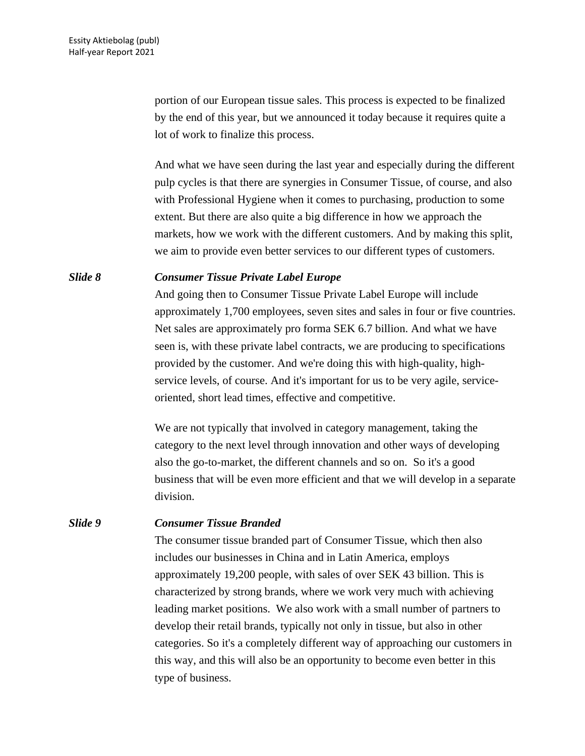portion of our European tissue sales. This process is expected to be finalized by the end of this year, but we announced it today because it requires quite a lot of work to finalize this process.

And what we have seen during the last year and especially during the different pulp cycles is that there are synergies in Consumer Tissue, of course, and also with Professional Hygiene when it comes to purchasing, production to some extent. But there are also quite a big difference in how we approach the markets, how we work with the different customers. And by making this split, we aim to provide even better services to our different types of customers.

***Slide 8*** ***Consumer Tissue Private Label Europe***

And going then to Consumer Tissue Private Label Europe will include approximately 1,700 employees, seven sites and sales in four or five countries. Net sales are approximately pro forma SEK 6.7 billion. And what we have seen is, with these private label contracts, we are producing to specifications provided by the customer. And we're doing this with high-quality, high-service levels, of course. And it's important for us to be very agile, service-oriented, short lead times, effective and competitive.

We are not typically that involved in category management, taking the category to the next level through innovation and other ways of developing also the go-to-market, the different channels and so on. So it's a good business that will be even more efficient and that we will develop in a separate division.

***Slide 9*** ***Consumer Tissue Branded***

The consumer tissue branded part of Consumer Tissue, which then also includes our businesses in China and in Latin America, employs approximately 19,200 people, with sales of over SEK 43 billion. This is characterized by strong brands, where we work very much with achieving leading market positions. We also work with a small number of partners to develop their retail brands, typically not only in tissue, but also in other categories. So it's a completely different way of approaching our customers in this way, and this will also be an opportunity to become even better in this type of business.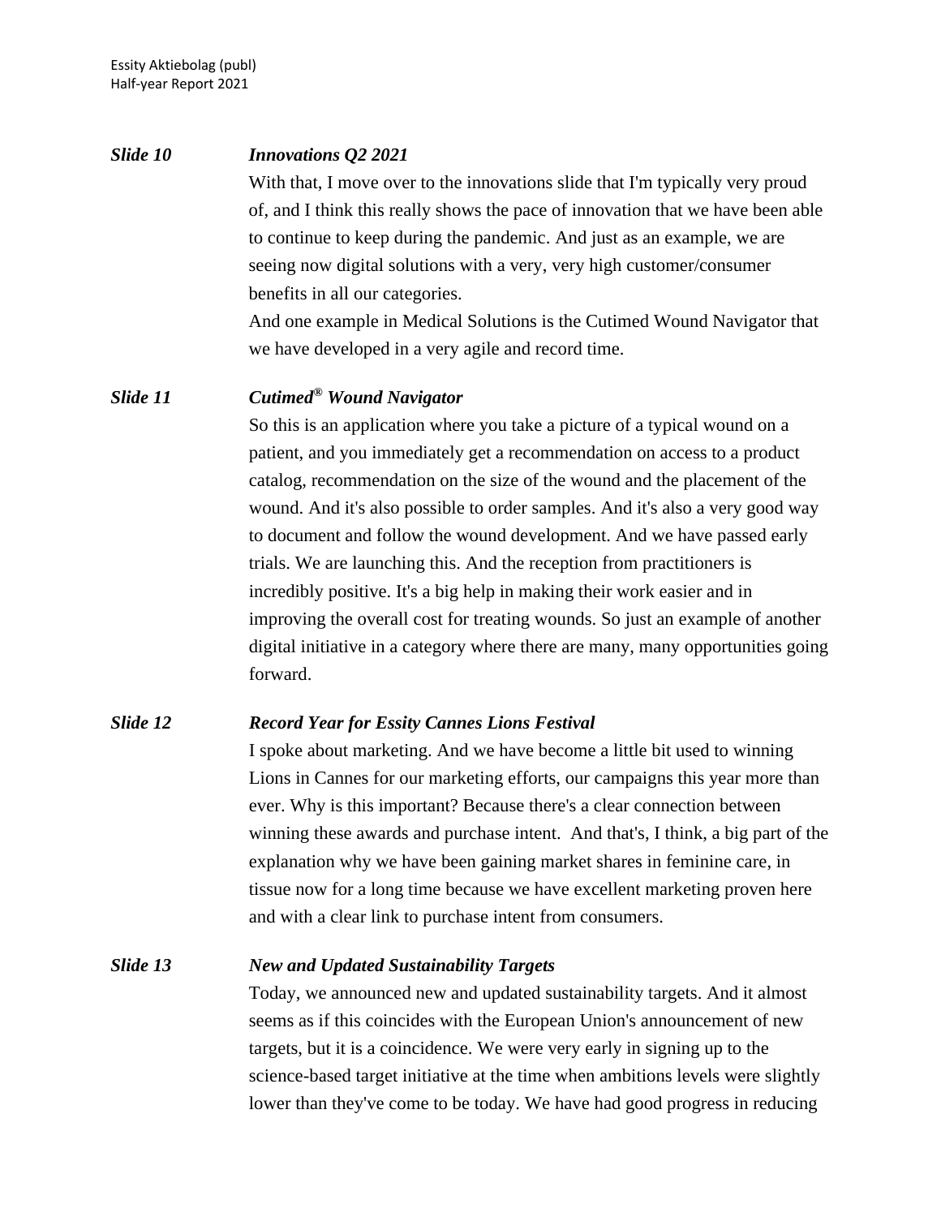***Slide 10*** ***Innovations Q2 2021***

With that, I move over to the innovations slide that I'm typically very proud of, and I think this really shows the pace of innovation that we have been able to continue to keep during the pandemic. And just as an example, we are seeing now digital solutions with a very, very high customer/consumer benefits in all our categories.

And one example in Medical Solutions is the Cutimed Wound Navigator that we have developed in a very agile and record time.

***Slide 11*** ***Cutimed® Wound Navigator***

So this is an application where you take a picture of a typical wound on a patient, and you immediately get a recommendation on access to a product catalog, recommendation on the size of the wound and the placement of the wound. And it's also possible to order samples. And it's also a very good way to document and follow the wound development. And we have passed early trials. We are launching this. And the reception from practitioners is incredibly positive. It's a big help in making their work easier and in improving the overall cost for treating wounds. So just an example of another digital initiative in a category where there are many, many opportunities going forward.

***Slide 12*** ***Record Year for Essity Cannes Lions Festival***

I spoke about marketing. And we have become a little bit used to winning Lions in Cannes for our marketing efforts, our campaigns this year more than ever. Why is this important? Because there's a clear connection between winning these awards and purchase intent. And that's, I think, a big part of the explanation why we have been gaining market shares in feminine care, in tissue now for a long time because we have excellent marketing proven here and with a clear link to purchase intent from consumers.

***Slide 13*** ***New and Updated Sustainability Targets***

Today, we announced new and updated sustainability targets. And it almost seems as if this coincides with the European Union's announcement of new targets, but it is a coincidence. We were very early in signing up to the science-based target initiative at the time when ambitions levels were slightly lower than they've come to be today. We have had good progress in reducing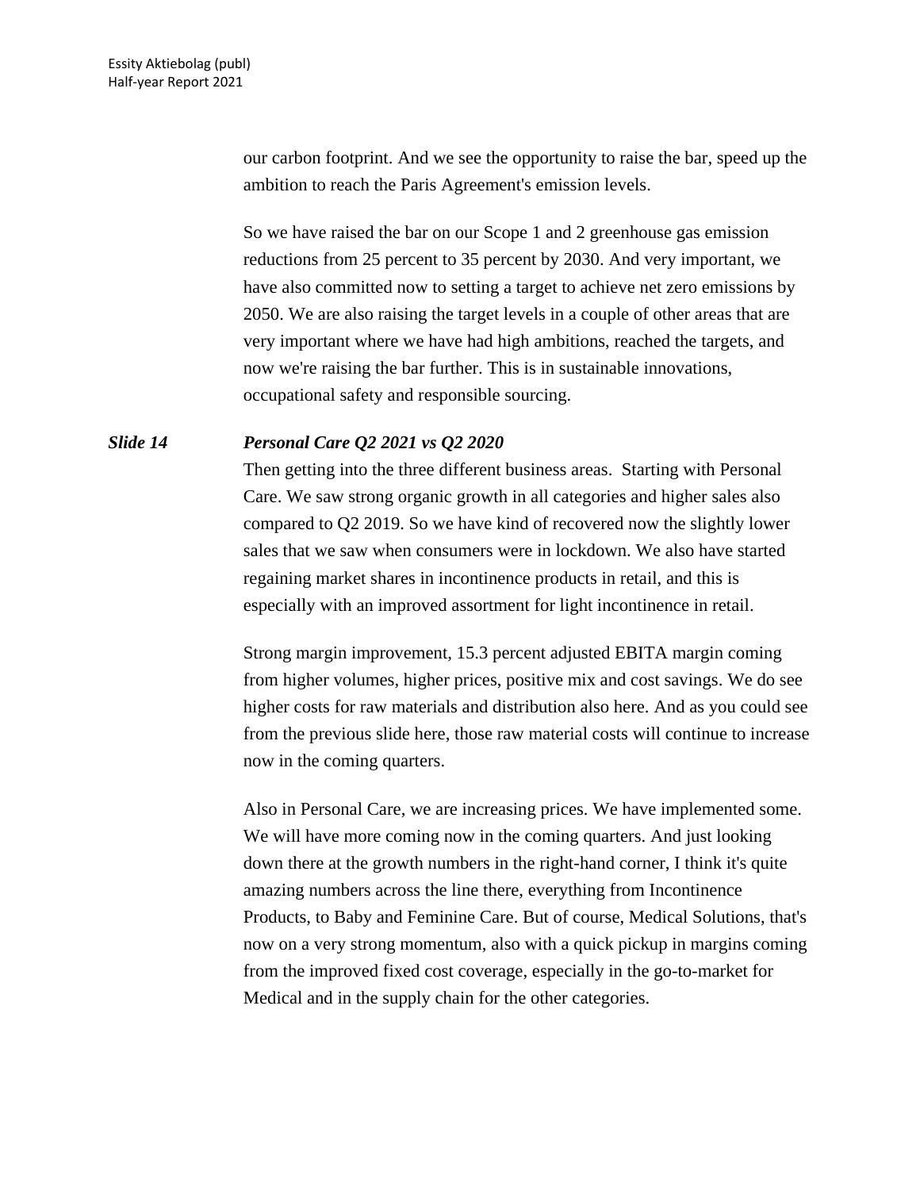our carbon footprint. And we see the opportunity to raise the bar, speed up the ambition to reach the Paris Agreement's emission levels.

So we have raised the bar on our Scope 1 and 2 greenhouse gas emission reductions from 25 percent to 35 percent by 2030. And very important, we have also committed now to setting a target to achieve net zero emissions by 2050. We are also raising the target levels in a couple of other areas that are very important where we have had high ambitions, reached the targets, and now we're raising the bar further. This is in sustainable innovations, occupational safety and responsible sourcing.

***Slide 14*** ***Personal Care Q2 2021 vs Q2 2020***

Then getting into the three different business areas. Starting with Personal Care. We saw strong organic growth in all categories and higher sales also compared to Q2 2019. So we have kind of recovered now the slightly lower sales that we saw when consumers were in lockdown. We also have started regaining market shares in incontinence products in retail, and this is especially with an improved assortment for light incontinence in retail.

Strong margin improvement, 15.3 percent adjusted EBITA margin coming from higher volumes, higher prices, positive mix and cost savings. We do see higher costs for raw materials and distribution also here. And as you could see from the previous slide here, those raw material costs will continue to increase now in the coming quarters.

Also in Personal Care, we are increasing prices. We have implemented some. We will have more coming now in the coming quarters. And just looking down there at the growth numbers in the right-hand corner, I think it's quite amazing numbers across the line there, everything from Incontinence Products, to Baby and Feminine Care. But of course, Medical Solutions, that's now on a very strong momentum, also with a quick pickup in margins coming from the improved fixed cost coverage, especially in the go-to-market for Medical and in the supply chain for the other categories.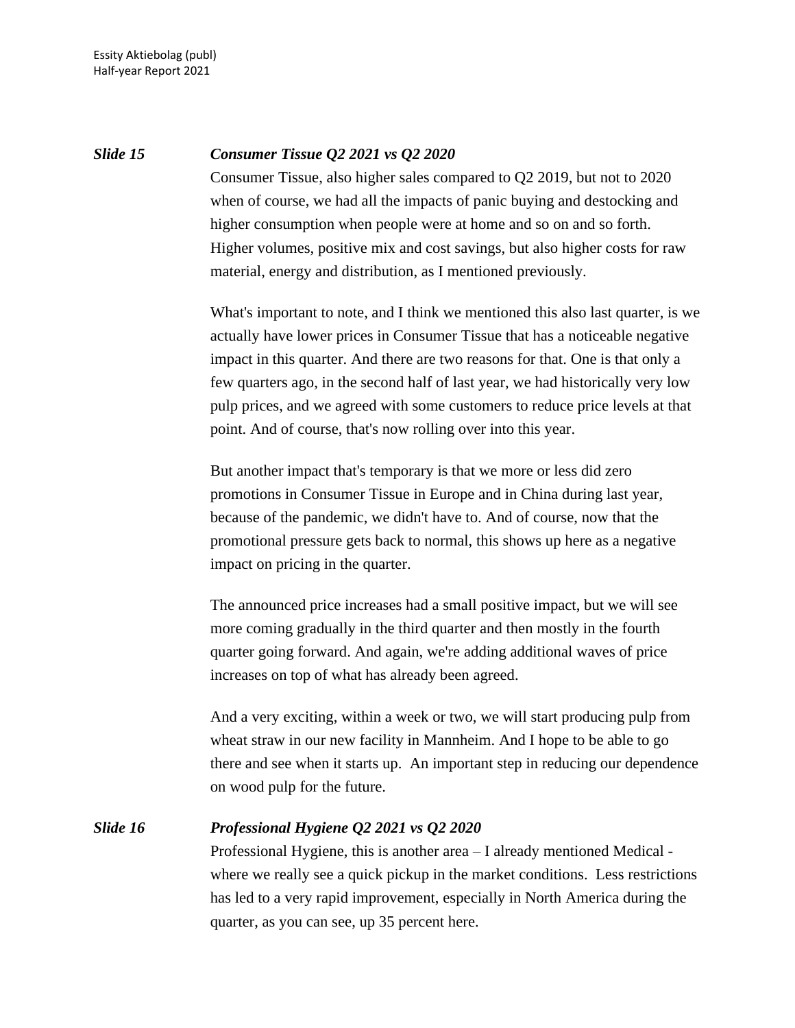***Slide 15*** ***Consumer Tissue Q2 2021 vs Q2 2020***

Consumer Tissue, also higher sales compared to Q2 2019, but not to 2020 when of course, we had all the impacts of panic buying and destocking and higher consumption when people were at home and so on and so forth. Higher volumes, positive mix and cost savings, but also higher costs for raw material, energy and distribution, as I mentioned previously.

What's important to note, and I think we mentioned this also last quarter, is we actually have lower prices in Consumer Tissue that has a noticeable negative impact in this quarter. And there are two reasons for that. One is that only a few quarters ago, in the second half of last year, we had historically very low pulp prices, and we agreed with some customers to reduce price levels at that point. And of course, that's now rolling over into this year.

But another impact that's temporary is that we more or less did zero promotions in Consumer Tissue in Europe and in China during last year, because of the pandemic, we didn't have to. And of course, now that the promotional pressure gets back to normal, this shows up here as a negative impact on pricing in the quarter.

The announced price increases had a small positive impact, but we will see more coming gradually in the third quarter and then mostly in the fourth quarter going forward. And again, we're adding additional waves of price increases on top of what has already been agreed.

And a very exciting, within a week or two, we will start producing pulp from wheat straw in our new facility in Mannheim. And I hope to be able to go there and see when it starts up. An important step in reducing our dependence on wood pulp for the future.

***Slide 16*** ***Professional Hygiene Q2 2021 vs Q2 2020***

Professional Hygiene, this is another area – I already mentioned Medical - where we really see a quick pickup in the market conditions. Less restrictions has led to a very rapid improvement, especially in North America during the quarter, as you can see, up 35 percent here.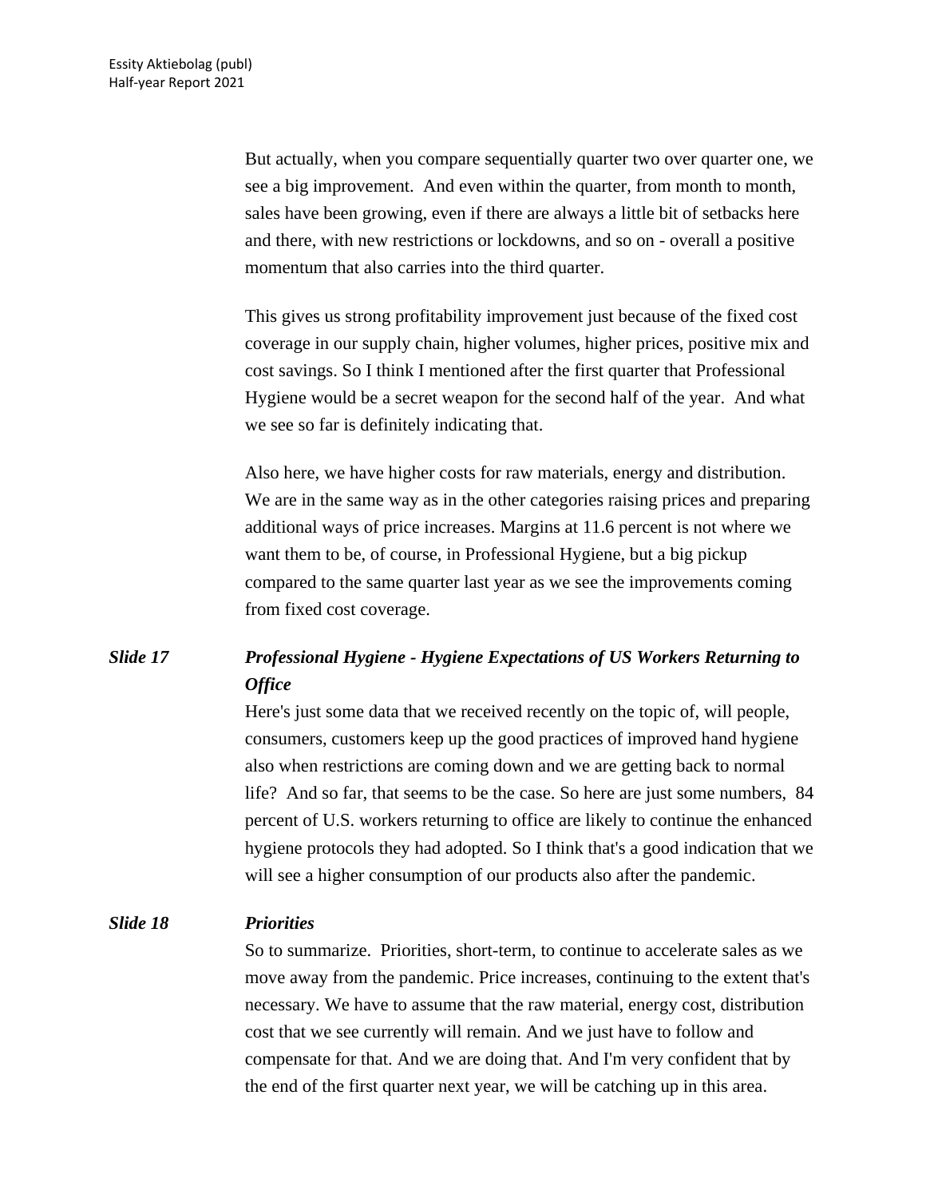But actually, when you compare sequentially quarter two over quarter one, we see a big improvement. And even within the quarter, from month to month, sales have been growing, even if there are always a little bit of setbacks here and there, with new restrictions or lockdowns, and so on - overall a positive momentum that also carries into the third quarter.

This gives us strong profitability improvement just because of the fixed cost coverage in our supply chain, higher volumes, higher prices, positive mix and cost savings. So I think I mentioned after the first quarter that Professional Hygiene would be a secret weapon for the second half of the year. And what we see so far is definitely indicating that.

Also here, we have higher costs for raw materials, energy and distribution. We are in the same way as in the other categories raising prices and preparing additional ways of price increases. Margins at 11.6 percent is not where we want them to be, of course, in Professional Hygiene, but a big pickup compared to the same quarter last year as we see the improvements coming from fixed cost coverage.

***Slide 17*** ***Professional Hygiene - Hygiene Expectations of US Workers Returning to Office***

Here's just some data that we received recently on the topic of, will people, consumers, customers keep up the good practices of improved hand hygiene also when restrictions are coming down and we are getting back to normal life? And so far, that seems to be the case. So here are just some numbers, 84 percent of U.S. workers returning to office are likely to continue the enhanced hygiene protocols they had adopted. So I think that's a good indication that we will see a higher consumption of our products also after the pandemic.

***Slide 18*** ***Priorities***

So to summarize. Priorities, short-term, to continue to accelerate sales as we move away from the pandemic. Price increases, continuing to the extent that's necessary. We have to assume that the raw material, energy cost, distribution cost that we see currently will remain. And we just have to follow and compensate for that. And we are doing that. And I'm very confident that by the end of the first quarter next year, we will be catching up in this area.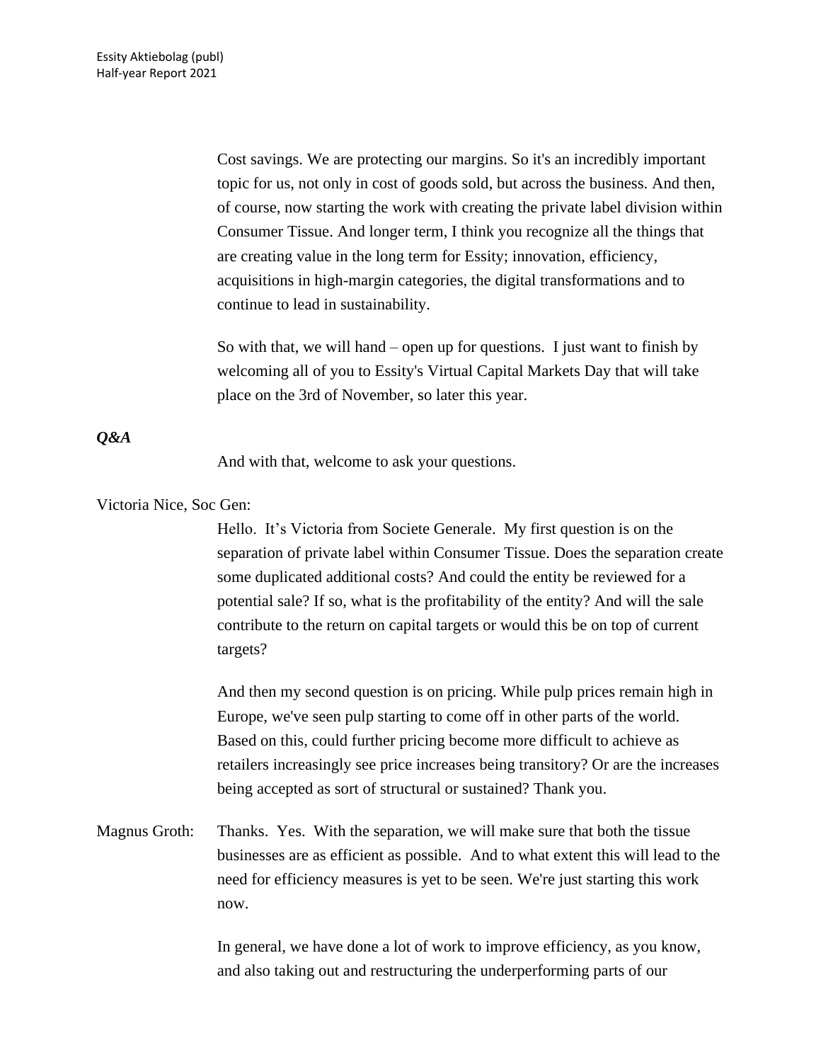Cost savings. We are protecting our margins. So it's an incredibly important topic for us, not only in cost of goods sold, but across the business. And then, of course, now starting the work with creating the private label division within Consumer Tissue. And longer term, I think you recognize all the things that are creating value in the long term for Essity; innovation, efficiency, acquisitions in high-margin categories, the digital transformations and to continue to lead in sustainability.

So with that, we will hand – open up for questions. I just want to finish by welcoming all of you to Essity's Virtual Capital Markets Day that will take place on the 3rd of November, so later this year.

***Q&A***

And with that, welcome to ask your questions.

Victoria Nice, Soc Gen:

Hello. It's Victoria from Societe Generale. My first question is on the separation of private label within Consumer Tissue. Does the separation create some duplicated additional costs? And could the entity be reviewed for a potential sale? If so, what is the profitability of the entity? And will the sale contribute to the return on capital targets or would this be on top of current targets?

And then my second question is on pricing. While pulp prices remain high in Europe, we've seen pulp starting to come off in other parts of the world. Based on this, could further pricing become more difficult to achieve as retailers increasingly see price increases being transitory? Or are the increases being accepted as sort of structural or sustained? Thank you.

Magnus Groth: Thanks. Yes. With the separation, we will make sure that both the tissue businesses are as efficient as possible. And to what extent this will lead to the need for efficiency measures is yet to be seen. We're just starting this work now.

In general, we have done a lot of work to improve efficiency, as you know, and also taking out and restructuring the underperforming parts of our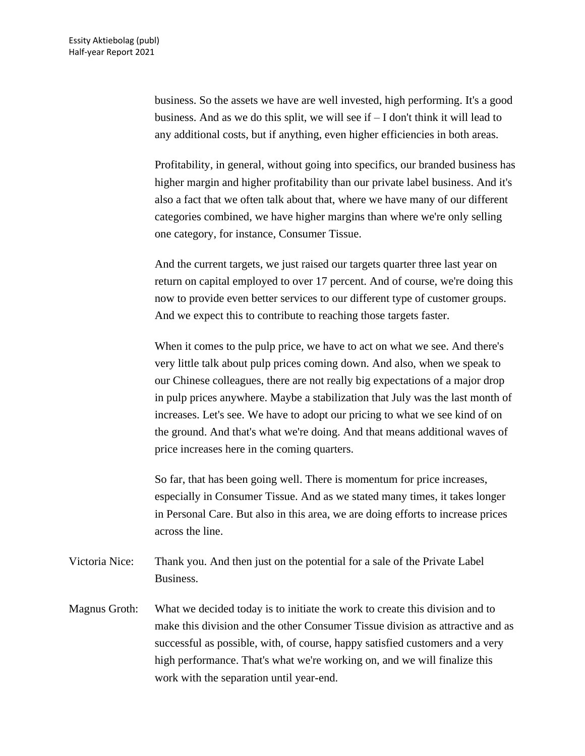business. So the assets we have are well invested, high performing. It's a good business. And as we do this split, we will see if – I don't think it will lead to any additional costs, but if anything, even higher efficiencies in both areas.

Profitability, in general, without going into specifics, our branded business has higher margin and higher profitability than our private label business. And it's also a fact that we often talk about that, where we have many of our different categories combined, we have higher margins than where we're only selling one category, for instance, Consumer Tissue.

And the current targets, we just raised our targets quarter three last year on return on capital employed to over 17 percent. And of course, we're doing this now to provide even better services to our different type of customer groups. And we expect this to contribute to reaching those targets faster.

When it comes to the pulp price, we have to act on what we see. And there's very little talk about pulp prices coming down. And also, when we speak to our Chinese colleagues, there are not really big expectations of a major drop in pulp prices anywhere. Maybe a stabilization that July was the last month of increases. Let's see. We have to adopt our pricing to what we see kind of on the ground. And that's what we're doing. And that means additional waves of price increases here in the coming quarters.

So far, that has been going well. There is momentum for price increases, especially in Consumer Tissue. And as we stated many times, it takes longer in Personal Care. But also in this area, we are doing efforts to increase prices across the line.

Victoria Nice: Thank you. And then just on the potential for a sale of the Private Label Business.

Magnus Groth: What we decided today is to initiate the work to create this division and to make this division and the other Consumer Tissue division as attractive and as successful as possible, with, of course, happy satisfied customers and a very high performance. That's what we're working on, and we will finalize this work with the separation until year-end.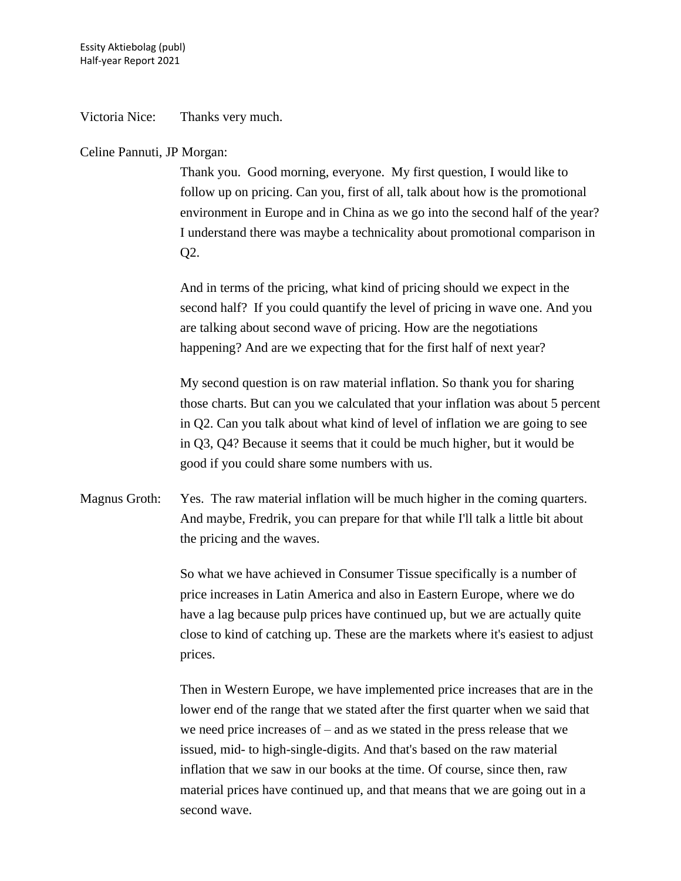Victoria Nice: Thanks very much.

Celine Pannuti, JP Morgan:

Thank you. Good morning, everyone. My first question, I would like to follow up on pricing. Can you, first of all, talk about how is the promotional environment in Europe and in China as we go into the second half of the year? I understand there was maybe a technicality about promotional comparison in Q2.

And in terms of the pricing, what kind of pricing should we expect in the second half? If you could quantify the level of pricing in wave one. And you are talking about second wave of pricing. How are the negotiations happening? And are we expecting that for the first half of next year?

My second question is on raw material inflation. So thank you for sharing those charts. But can you we calculated that your inflation was about 5 percent in Q2. Can you talk about what kind of level of inflation we are going to see in Q3, Q4? Because it seems that it could be much higher, but it would be good if you could share some numbers with us.

Magnus Groth: Yes. The raw material inflation will be much higher in the coming quarters. And maybe, Fredrik, you can prepare for that while I'll talk a little bit about the pricing and the waves.

So what we have achieved in Consumer Tissue specifically is a number of price increases in Latin America and also in Eastern Europe, where we do have a lag because pulp prices have continued up, but we are actually quite close to kind of catching up. These are the markets where it's easiest to adjust prices.

Then in Western Europe, we have implemented price increases that are in the lower end of the range that we stated after the first quarter when we said that we need price increases of – and as we stated in the press release that we issued, mid- to high-single-digits. And that's based on the raw material inflation that we saw in our books at the time. Of course, since then, raw material prices have continued up, and that means that we are going out in a second wave.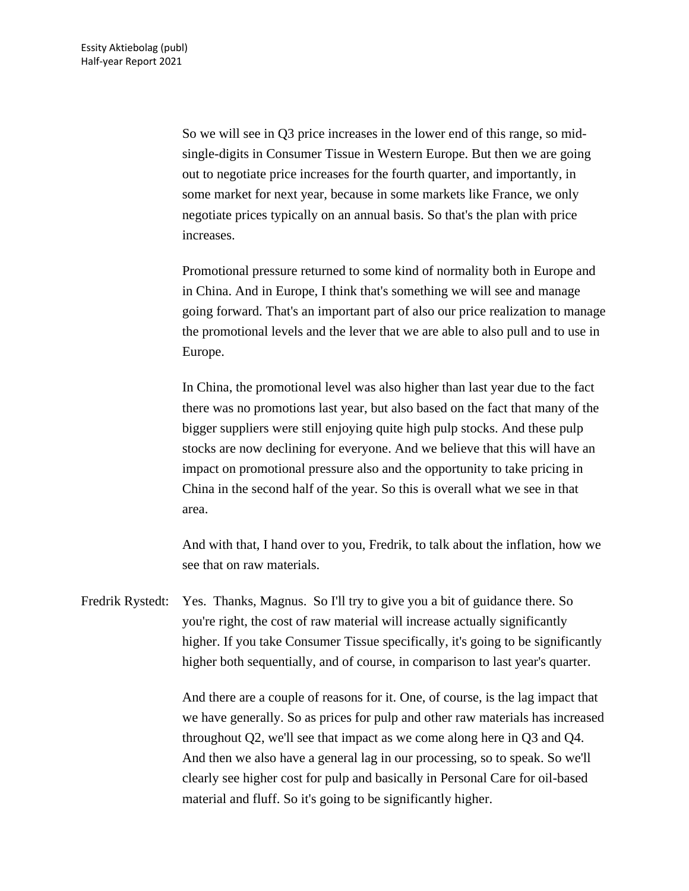So we will see in Q3 price increases in the lower end of this range, so mid-single-digits in Consumer Tissue in Western Europe. But then we are going out to negotiate price increases for the fourth quarter, and importantly, in some market for next year, because in some markets like France, we only negotiate prices typically on an annual basis. So that's the plan with price increases.

Promotional pressure returned to some kind of normality both in Europe and in China. And in Europe, I think that's something we will see and manage going forward. That's an important part of also our price realization to manage the promotional levels and the lever that we are able to also pull and to use in Europe.

In China, the promotional level was also higher than last year due to the fact there was no promotions last year, but also based on the fact that many of the bigger suppliers were still enjoying quite high pulp stocks. And these pulp stocks are now declining for everyone. And we believe that this will have an impact on promotional pressure also and the opportunity to take pricing in China in the second half of the year. So this is overall what we see in that area.

And with that, I hand over to you, Fredrik, to talk about the inflation, how we see that on raw materials.

Fredrik Rystedt: Yes. Thanks, Magnus. So I'll try to give you a bit of guidance there. So you're right, the cost of raw material will increase actually significantly higher. If you take Consumer Tissue specifically, it's going to be significantly higher both sequentially, and of course, in comparison to last year's quarter.

And there are a couple of reasons for it. One, of course, is the lag impact that we have generally. So as prices for pulp and other raw materials has increased throughout Q2, we'll see that impact as we come along here in Q3 and Q4. And then we also have a general lag in our processing, so to speak. So we'll clearly see higher cost for pulp and basically in Personal Care for oil-based material and fluff. So it's going to be significantly higher.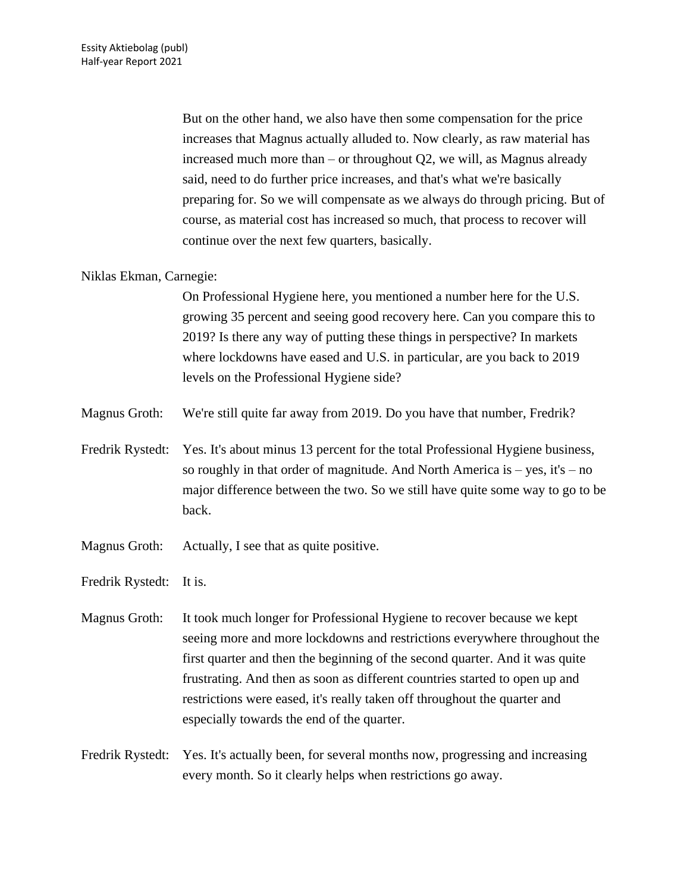But on the other hand, we also have then some compensation for the price increases that Magnus actually alluded to. Now clearly, as raw material has increased much more than – or throughout Q2, we will, as Magnus already said, need to do further price increases, and that's what we're basically preparing for. So we will compensate as we always do through pricing. But of course, as material cost has increased so much, that process to recover will continue over the next few quarters, basically.

Niklas Ekman, Carnegie:

On Professional Hygiene here, you mentioned a number here for the U.S. growing 35 percent and seeing good recovery here. Can you compare this to 2019? Is there any way of putting these things in perspective? In markets where lockdowns have eased and U.S. in particular, are you back to 2019 levels on the Professional Hygiene side?

Magnus Groth: We're still quite far away from 2019. Do you have that number, Fredrik?

Fredrik Rystedt: Yes. It's about minus 13 percent for the total Professional Hygiene business, so roughly in that order of magnitude. And North America is – yes, it's – no major difference between the two. So we still have quite some way to go to be back.

Magnus Groth: Actually, I see that as quite positive.

Fredrik Rystedt: It is.

Magnus Groth: It took much longer for Professional Hygiene to recover because we kept seeing more and more lockdowns and restrictions everywhere throughout the first quarter and then the beginning of the second quarter. And it was quite frustrating. And then as soon as different countries started to open up and restrictions were eased, it's really taken off throughout the quarter and especially towards the end of the quarter.

Fredrik Rystedt: Yes. It's actually been, for several months now, progressing and increasing every month. So it clearly helps when restrictions go away.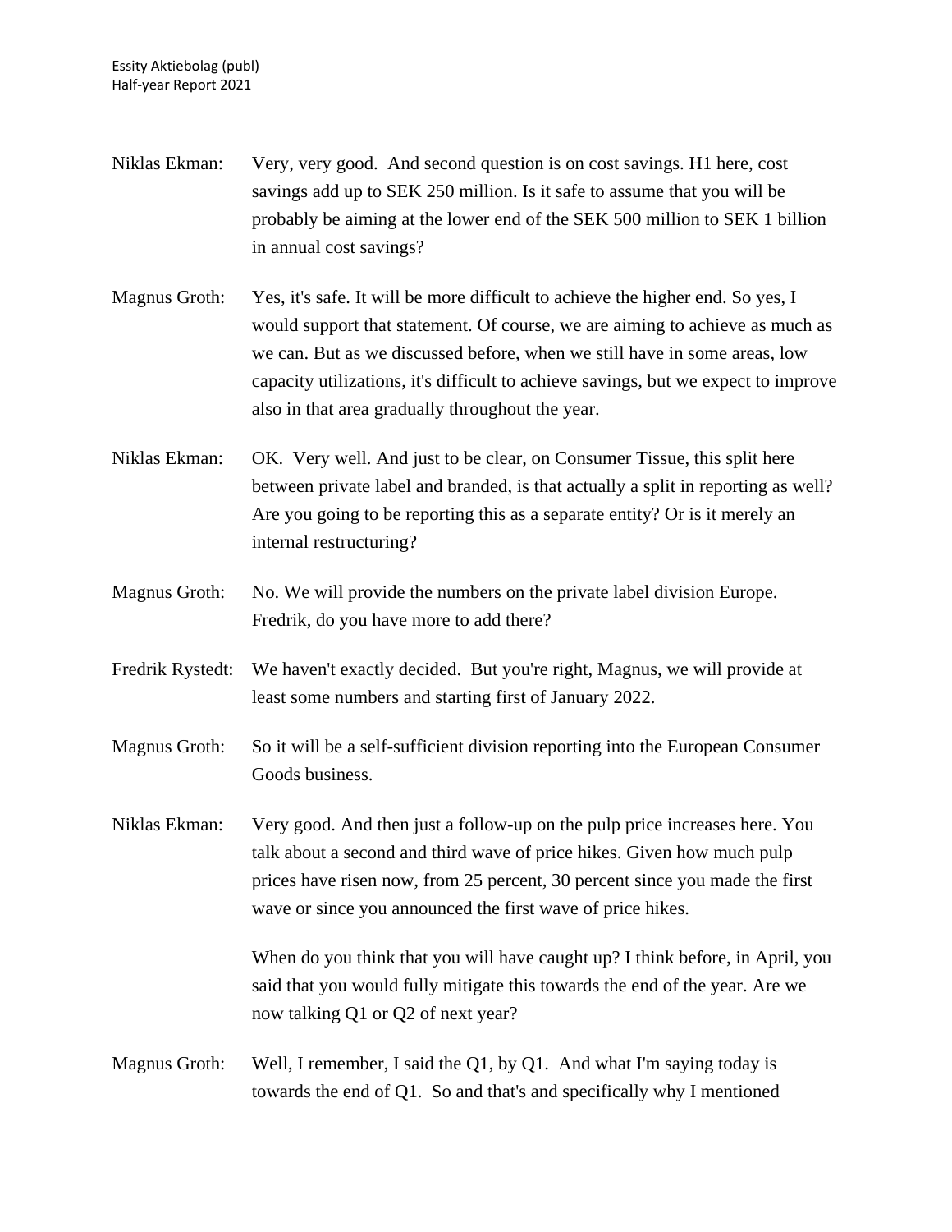Niklas Ekman: Very, very good. And second question is on cost savings. H1 here, cost savings add up to SEK 250 million. Is it safe to assume that you will be probably be aiming at the lower end of the SEK 500 million to SEK 1 billion in annual cost savings?

Magnus Groth: Yes, it's safe. It will be more difficult to achieve the higher end. So yes, I would support that statement. Of course, we are aiming to achieve as much as we can. But as we discussed before, when we still have in some areas, low capacity utilizations, it's difficult to achieve savings, but we expect to improve also in that area gradually throughout the year.

Niklas Ekman: OK. Very well. And just to be clear, on Consumer Tissue, this split here between private label and branded, is that actually a split in reporting as well? Are you going to be reporting this as a separate entity? Or is it merely an internal restructuring?

Magnus Groth: No. We will provide the numbers on the private label division Europe. Fredrik, do you have more to add there?

Fredrik Rystedt: We haven't exactly decided. But you're right, Magnus, we will provide at least some numbers and starting first of January 2022.

Magnus Groth: So it will be a self-sufficient division reporting into the European Consumer Goods business.

Niklas Ekman: Very good. And then just a follow-up on the pulp price increases here. You talk about a second and third wave of price hikes. Given how much pulp prices have risen now, from 25 percent, 30 percent since you made the first wave or since you announced the first wave of price hikes.

When do you think that you will have caught up? I think before, in April, you said that you would fully mitigate this towards the end of the year. Are we now talking Q1 or Q2 of next year?

Magnus Groth: Well, I remember, I said the Q1, by Q1. And what I'm saying today is towards the end of Q1. So and that's and specifically why I mentioned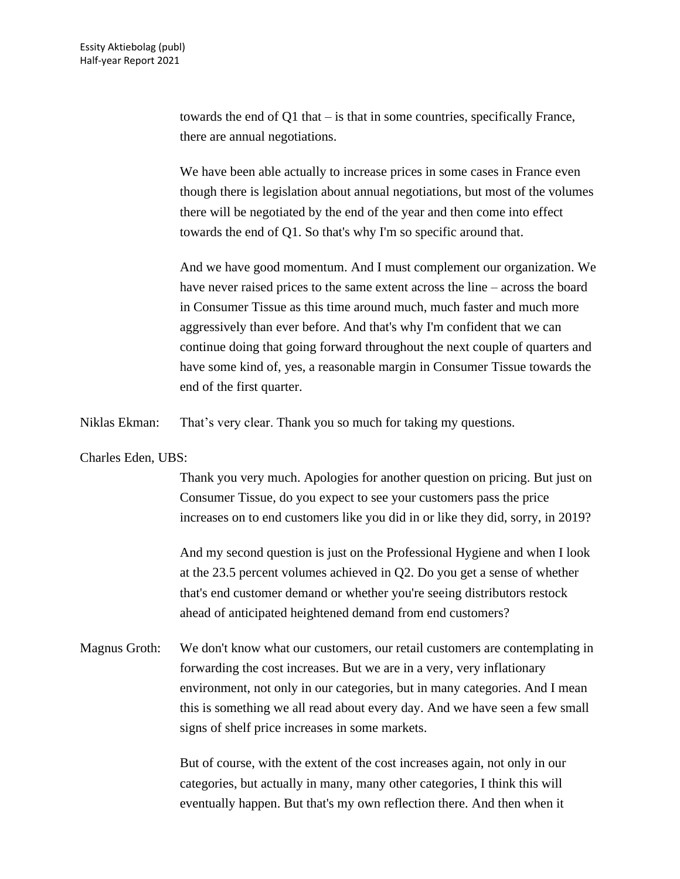towards the end of Q1 that – is that in some countries, specifically France, there are annual negotiations.

We have been able actually to increase prices in some cases in France even though there is legislation about annual negotiations, but most of the volumes there will be negotiated by the end of the year and then come into effect towards the end of Q1. So that's why I'm so specific around that.

And we have good momentum. And I must complement our organization. We have never raised prices to the same extent across the line – across the board in Consumer Tissue as this time around much, much faster and much more aggressively than ever before. And that's why I'm confident that we can continue doing that going forward throughout the next couple of quarters and have some kind of, yes, a reasonable margin in Consumer Tissue towards the end of the first quarter.

Niklas Ekman: That's very clear. Thank you so much for taking my questions.

Charles Eden, UBS:

Thank you very much. Apologies for another question on pricing. But just on Consumer Tissue, do you expect to see your customers pass the price increases on to end customers like you did in or like they did, sorry, in 2019?

And my second question is just on the Professional Hygiene and when I look at the 23.5 percent volumes achieved in Q2. Do you get a sense of whether that's end customer demand or whether you're seeing distributors restock ahead of anticipated heightened demand from end customers?

Magnus Groth: We don't know what our customers, our retail customers are contemplating in forwarding the cost increases. But we are in a very, very inflationary environment, not only in our categories, but in many categories. And I mean this is something we all read about every day. And we have seen a few small signs of shelf price increases in some markets.

But of course, with the extent of the cost increases again, not only in our categories, but actually in many, many other categories, I think this will eventually happen. But that's my own reflection there. And then when it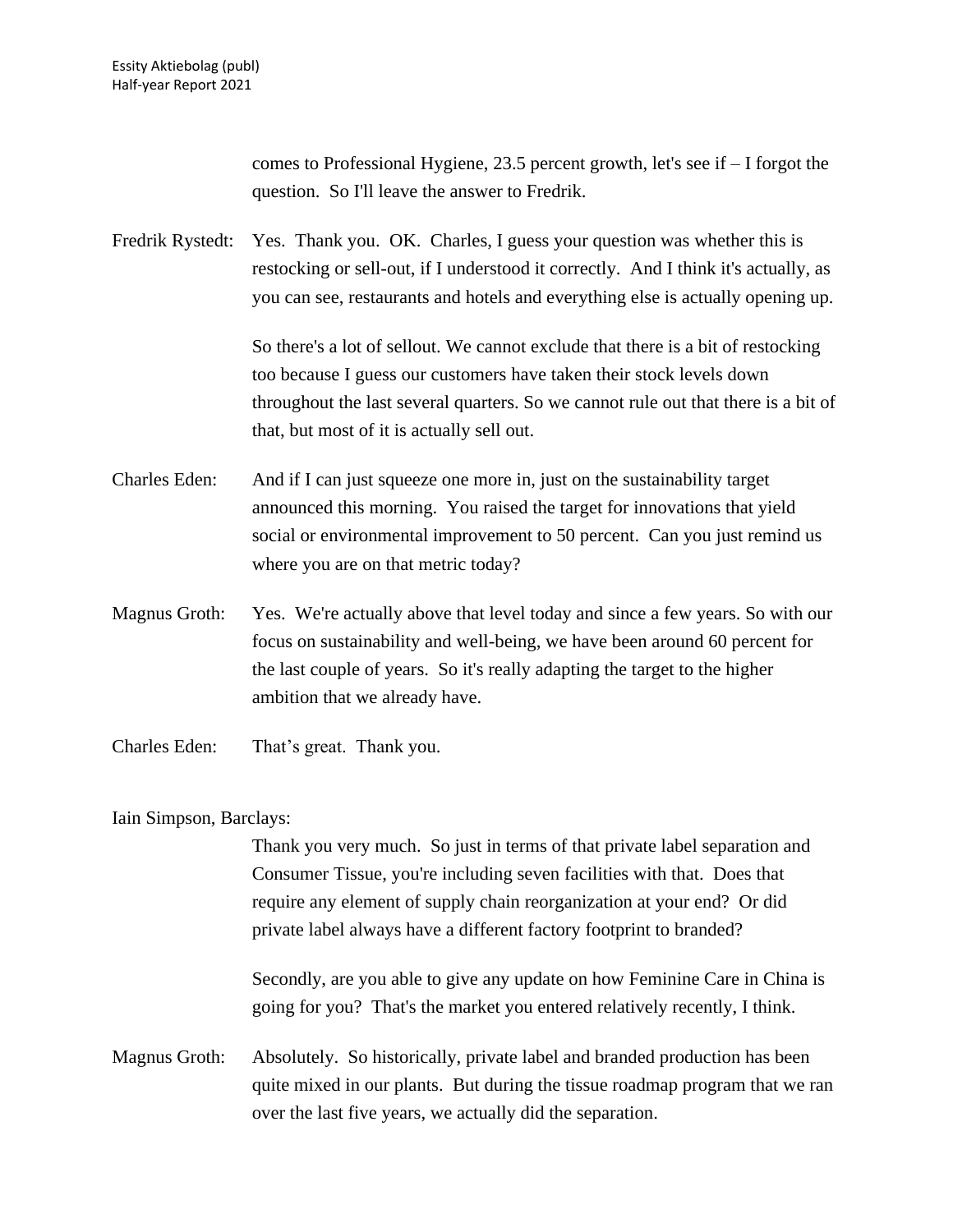comes to Professional Hygiene, 23.5 percent growth, let's see if – I forgot the question. So I'll leave the answer to Fredrik.

Fredrik Rystedt: Yes. Thank you. OK. Charles, I guess your question was whether this is restocking or sell-out, if I understood it correctly. And I think it's actually, as you can see, restaurants and hotels and everything else is actually opening up.

So there's a lot of sellout. We cannot exclude that there is a bit of restocking too because I guess our customers have taken their stock levels down throughout the last several quarters. So we cannot rule out that there is a bit of that, but most of it is actually sell out.

Charles Eden: And if I can just squeeze one more in, just on the sustainability target announced this morning. You raised the target for innovations that yield social or environmental improvement to 50 percent. Can you just remind us where you are on that metric today?

Magnus Groth: Yes. We're actually above that level today and since a few years. So with our focus on sustainability and well-being, we have been around 60 percent for the last couple of years. So it's really adapting the target to the higher ambition that we already have.

Charles Eden: That's great. Thank you.

Iain Simpson, Barclays:

Thank you very much. So just in terms of that private label separation and Consumer Tissue, you're including seven facilities with that. Does that require any element of supply chain reorganization at your end? Or did private label always have a different factory footprint to branded?

Secondly, are you able to give any update on how Feminine Care in China is going for you? That's the market you entered relatively recently, I think.

Magnus Groth: Absolutely. So historically, private label and branded production has been quite mixed in our plants. But during the tissue roadmap program that we ran over the last five years, we actually did the separation.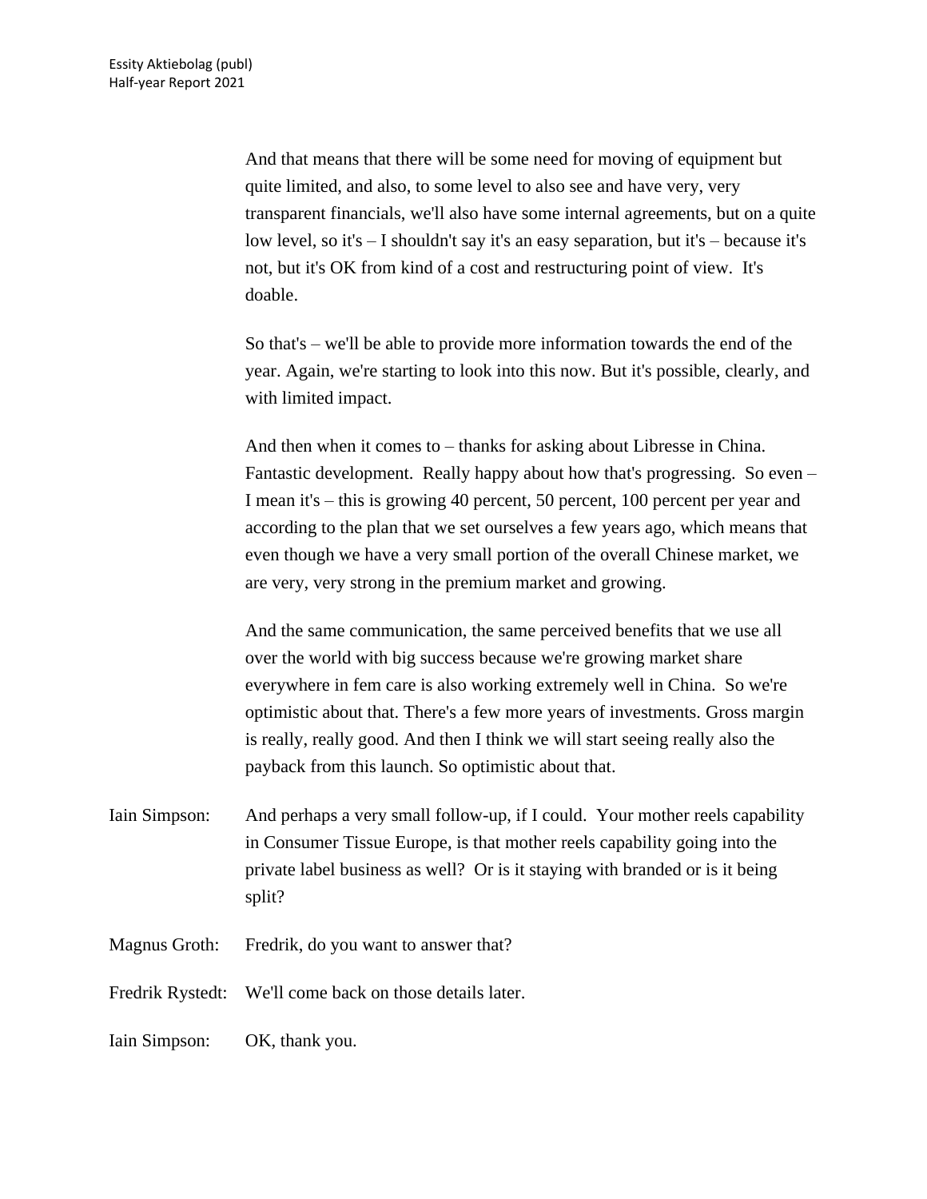And that means that there will be some need for moving of equipment but quite limited, and also, to some level to also see and have very, very transparent financials, we'll also have some internal agreements, but on a quite low level, so it's – I shouldn't say it's an easy separation, but it's – because it's not, but it's OK from kind of a cost and restructuring point of view. It's doable.

So that's – we'll be able to provide more information towards the end of the year. Again, we're starting to look into this now. But it's possible, clearly, and with limited impact.

And then when it comes to – thanks for asking about Libresse in China. Fantastic development. Really happy about how that's progressing. So even – I mean it's – this is growing 40 percent, 50 percent, 100 percent per year and according to the plan that we set ourselves a few years ago, which means that even though we have a very small portion of the overall Chinese market, we are very, very strong in the premium market and growing.

And the same communication, the same perceived benefits that we use all over the world with big success because we're growing market share everywhere in fem care is also working extremely well in China. So we're optimistic about that. There's a few more years of investments. Gross margin is really, really good. And then I think we will start seeing really also the payback from this launch. So optimistic about that.

Iain Simpson: And perhaps a very small follow-up, if I could. Your mother reels capability in Consumer Tissue Europe, is that mother reels capability going into the private label business as well? Or is it staying with branded or is it being split?

Magnus Groth: Fredrik, do you want to answer that?

Fredrik Rystedt: We'll come back on those details later.

Iain Simpson: OK, thank you.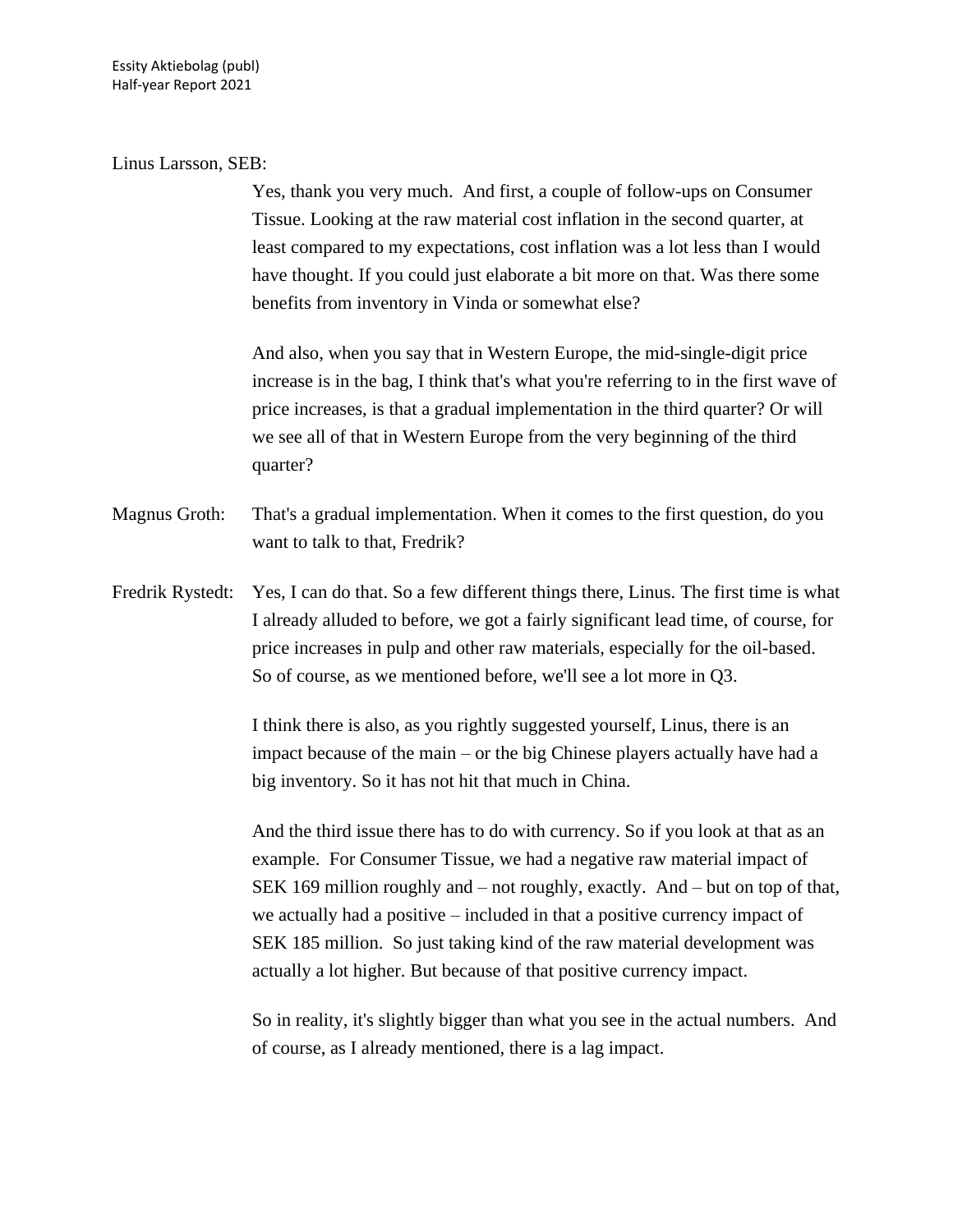Linus Larsson, SEB:

Yes, thank you very much. And first, a couple of follow-ups on Consumer Tissue. Looking at the raw material cost inflation in the second quarter, at least compared to my expectations, cost inflation was a lot less than I would have thought. If you could just elaborate a bit more on that. Was there some benefits from inventory in Vinda or somewhat else?

And also, when you say that in Western Europe, the mid-single-digit price increase is in the bag, I think that's what you're referring to in the first wave of price increases, is that a gradual implementation in the third quarter? Or will we see all of that in Western Europe from the very beginning of the third quarter?

Magnus Groth: That's a gradual implementation. When it comes to the first question, do you want to talk to that, Fredrik?

Fredrik Rystedt: Yes, I can do that. So a few different things there, Linus. The first time is what I already alluded to before, we got a fairly significant lead time, of course, for price increases in pulp and other raw materials, especially for the oil-based. So of course, as we mentioned before, we'll see a lot more in Q3.

I think there is also, as you rightly suggested yourself, Linus, there is an impact because of the main – or the big Chinese players actually have had a big inventory. So it has not hit that much in China.

And the third issue there has to do with currency. So if you look at that as an example. For Consumer Tissue, we had a negative raw material impact of SEK 169 million roughly and – not roughly, exactly. And – but on top of that, we actually had a positive – included in that a positive currency impact of SEK 185 million. So just taking kind of the raw material development was actually a lot higher. But because of that positive currency impact.

So in reality, it's slightly bigger than what you see in the actual numbers. And of course, as I already mentioned, there is a lag impact.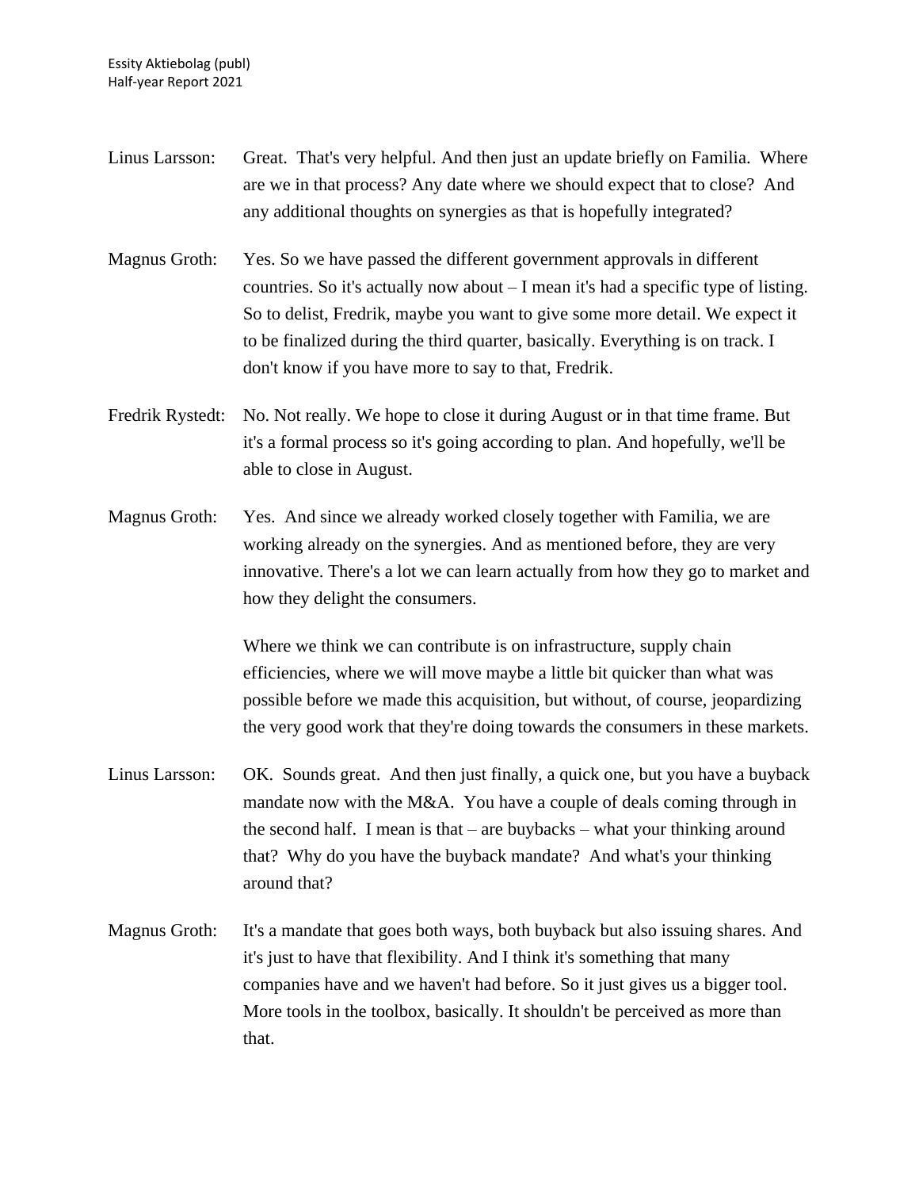Linus Larsson: Great. That's very helpful. And then just an update briefly on Familia. Where are we in that process? Any date where we should expect that to close? And any additional thoughts on synergies as that is hopefully integrated?

Magnus Groth: Yes. So we have passed the different government approvals in different countries. So it's actually now about – I mean it's had a specific type of listing. So to delist, Fredrik, maybe you want to give some more detail. We expect it to be finalized during the third quarter, basically. Everything is on track. I don't know if you have more to say to that, Fredrik.

Fredrik Rystedt: No. Not really. We hope to close it during August or in that time frame. But it's a formal process so it's going according to plan. And hopefully, we'll be able to close in August.

Magnus Groth: Yes. And since we already worked closely together with Familia, we are working already on the synergies. And as mentioned before, they are very innovative. There's a lot we can learn actually from how they go to market and how they delight the consumers.

Where we think we can contribute is on infrastructure, supply chain efficiencies, where we will move maybe a little bit quicker than what was possible before we made this acquisition, but without, of course, jeopardizing the very good work that they're doing towards the consumers in these markets.

Linus Larsson: OK. Sounds great. And then just finally, a quick one, but you have a buyback mandate now with the M&A. You have a couple of deals coming through in the second half. I mean is that – are buybacks – what your thinking around that? Why do you have the buyback mandate? And what's your thinking around that?

Magnus Groth: It's a mandate that goes both ways, both buyback but also issuing shares. And it's just to have that flexibility. And I think it's something that many companies have and we haven't had before. So it just gives us a bigger tool. More tools in the toolbox, basically. It shouldn't be perceived as more than that.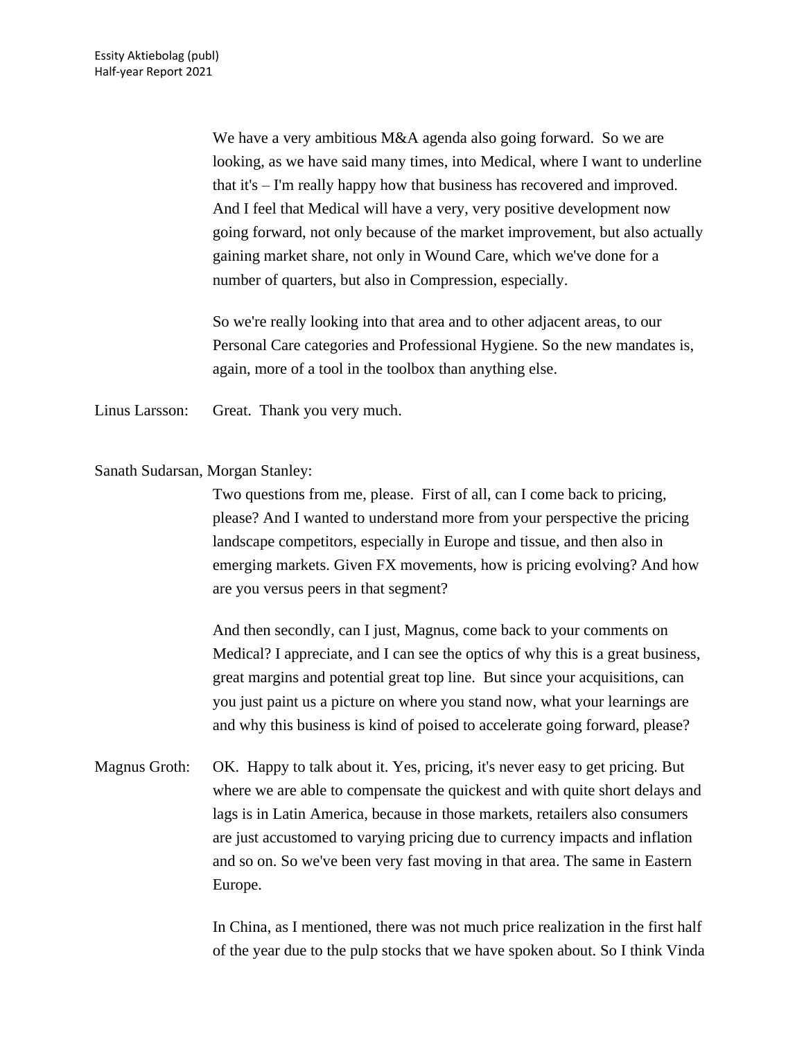We have a very ambitious M&A agenda also going forward. So we are looking, as we have said many times, into Medical, where I want to underline that it's – I'm really happy how that business has recovered and improved. And I feel that Medical will have a very, very positive development now going forward, not only because of the market improvement, but also actually gaining market share, not only in Wound Care, which we've done for a number of quarters, but also in Compression, especially.

So we're really looking into that area and to other adjacent areas, to our Personal Care categories and Professional Hygiene. So the new mandates is, again, more of a tool in the toolbox than anything else.

Linus Larsson: Great. Thank you very much.

Sanath Sudarsan, Morgan Stanley:

Two questions from me, please. First of all, can I come back to pricing, please? And I wanted to understand more from your perspective the pricing landscape competitors, especially in Europe and tissue, and then also in emerging markets. Given FX movements, how is pricing evolving? And how are you versus peers in that segment?

And then secondly, can I just, Magnus, come back to your comments on Medical? I appreciate, and I can see the optics of why this is a great business, great margins and potential great top line. But since your acquisitions, can you just paint us a picture on where you stand now, what your learnings are and why this business is kind of poised to accelerate going forward, please?

Magnus Groth: OK. Happy to talk about it. Yes, pricing, it's never easy to get pricing. But where we are able to compensate the quickest and with quite short delays and lags is in Latin America, because in those markets, retailers also consumers are just accustomed to varying pricing due to currency impacts and inflation and so on. So we've been very fast moving in that area. The same in Eastern Europe.

In China, as I mentioned, there was not much price realization in the first half of the year due to the pulp stocks that we have spoken about. So I think Vinda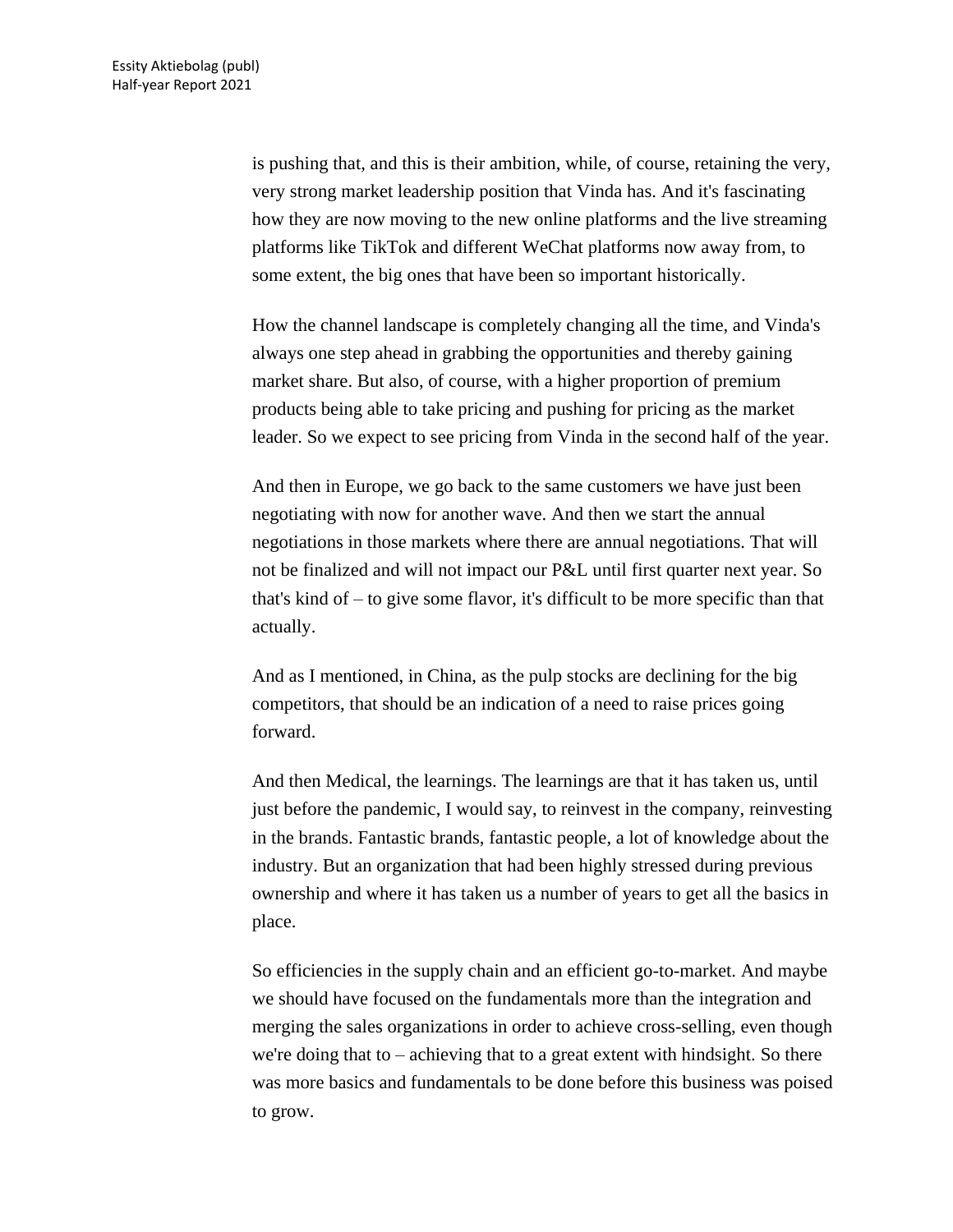is pushing that, and this is their ambition, while, of course, retaining the very, very strong market leadership position that Vinda has. And it's fascinating how they are now moving to the new online platforms and the live streaming platforms like TikTok and different WeChat platforms now away from, to some extent, the big ones that have been so important historically.

How the channel landscape is completely changing all the time, and Vinda's always one step ahead in grabbing the opportunities and thereby gaining market share. But also, of course, with a higher proportion of premium products being able to take pricing and pushing for pricing as the market leader. So we expect to see pricing from Vinda in the second half of the year.

And then in Europe, we go back to the same customers we have just been negotiating with now for another wave. And then we start the annual negotiations in those markets where there are annual negotiations. That will not be finalized and will not impact our P&L until first quarter next year. So that's kind of – to give some flavor, it's difficult to be more specific than that actually.

And as I mentioned, in China, as the pulp stocks are declining for the big competitors, that should be an indication of a need to raise prices going forward.

And then Medical, the learnings. The learnings are that it has taken us, until just before the pandemic, I would say, to reinvest in the company, reinvesting in the brands. Fantastic brands, fantastic people, a lot of knowledge about the industry. But an organization that had been highly stressed during previous ownership and where it has taken us a number of years to get all the basics in place.

So efficiencies in the supply chain and an efficient go-to-market. And maybe we should have focused on the fundamentals more than the integration and merging the sales organizations in order to achieve cross-selling, even though we're doing that to – achieving that to a great extent with hindsight. So there was more basics and fundamentals to be done before this business was poised to grow.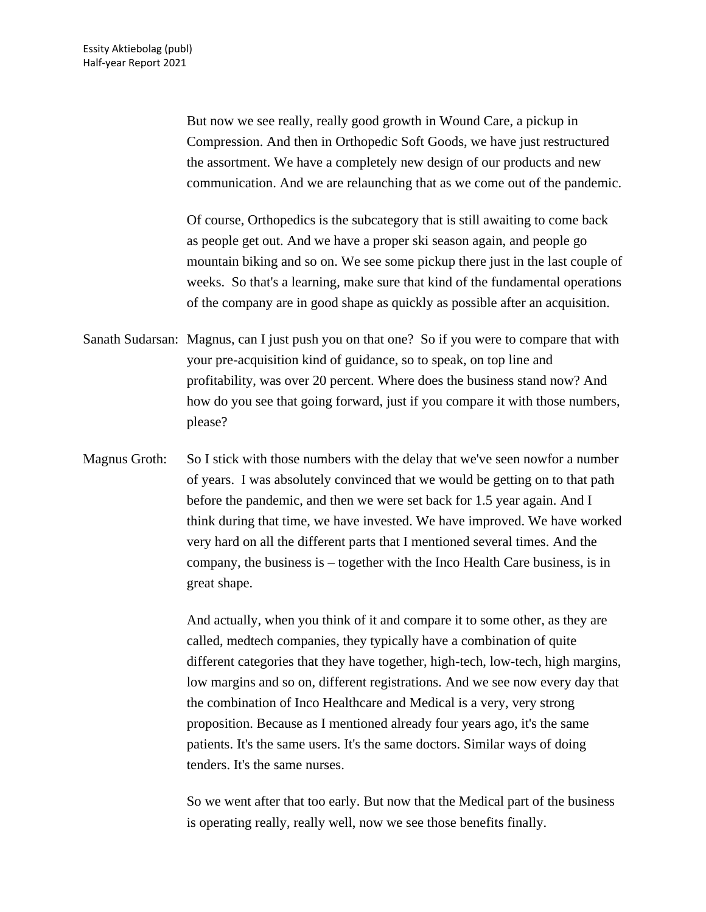But now we see really, really good growth in Wound Care, a pickup in Compression. And then in Orthopedic Soft Goods, we have just restructured the assortment. We have a completely new design of our products and new communication. And we are relaunching that as we come out of the pandemic.

Of course, Orthopedics is the subcategory that is still awaiting to come back as people get out. And we have a proper ski season again, and people go mountain biking and so on. We see some pickup there just in the last couple of weeks. So that's a learning, make sure that kind of the fundamental operations of the company are in good shape as quickly as possible after an acquisition.

Sanath Sudarsan: Magnus, can I just push you on that one? So if you were to compare that with your pre-acquisition kind of guidance, so to speak, on top line and profitability, was over 20 percent. Where does the business stand now? And how do you see that going forward, just if you compare it with those numbers, please?

Magnus Groth: So I stick with those numbers with the delay that we've seen nowfor a number of years. I was absolutely convinced that we would be getting on to that path before the pandemic, and then we were set back for 1.5 year again. And I think during that time, we have invested. We have improved. We have worked very hard on all the different parts that I mentioned several times. And the company, the business is – together with the Inco Health Care business, is in great shape.

And actually, when you think of it and compare it to some other, as they are called, medtech companies, they typically have a combination of quite different categories that they have together, high-tech, low-tech, high margins, low margins and so on, different registrations. And we see now every day that the combination of Inco Healthcare and Medical is a very, very strong proposition. Because as I mentioned already four years ago, it's the same patients. It's the same users. It's the same doctors. Similar ways of doing tenders. It's the same nurses.

So we went after that too early. But now that the Medical part of the business is operating really, really well, now we see those benefits finally.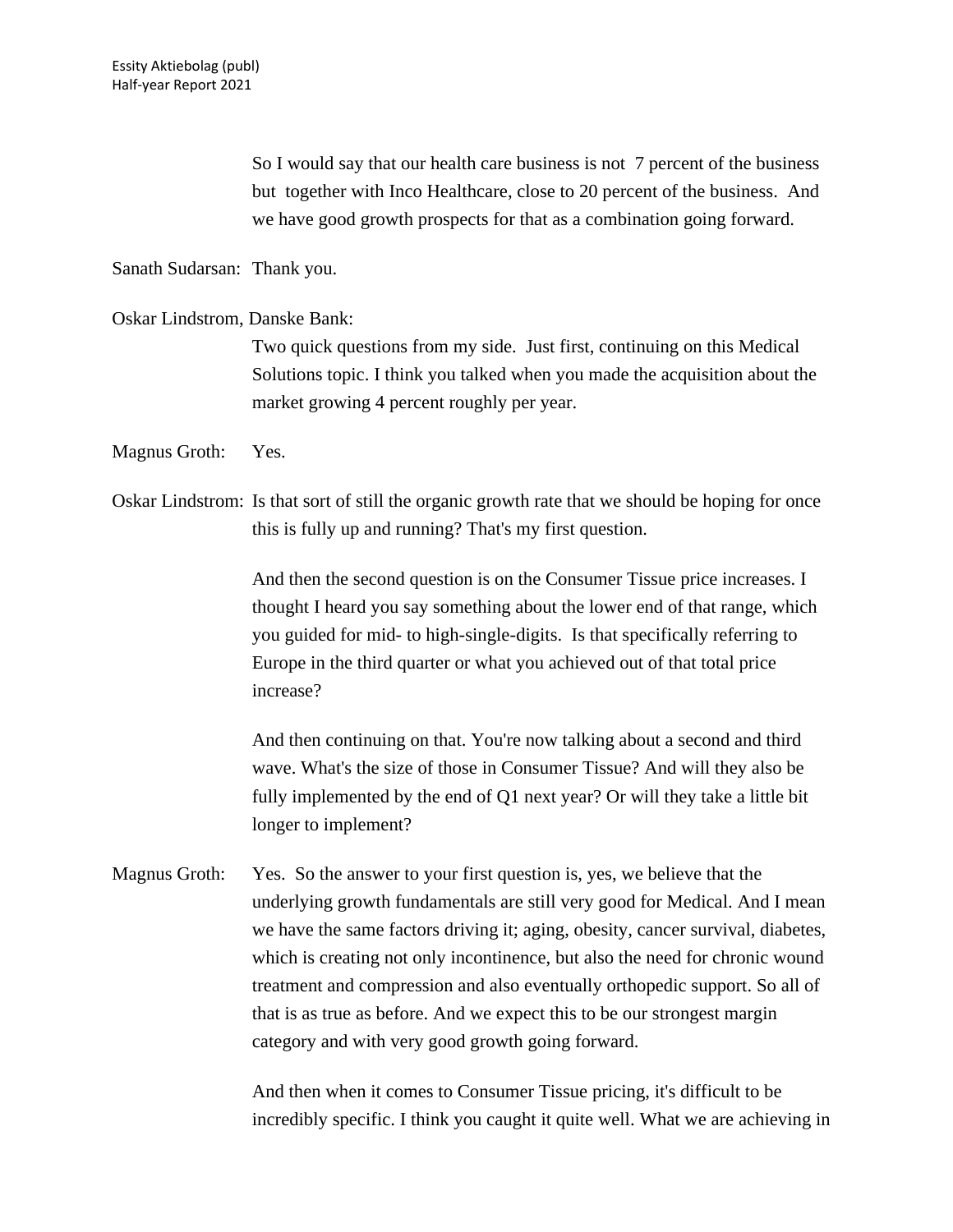So I would say that our health care business is not 7 percent of the business but together with Inco Healthcare, close to 20 percent of the business. And we have good growth prospects for that as a combination going forward.

Sanath Sudarsan: Thank you.

Oskar Lindstrom, Danske Bank:

Two quick questions from my side. Just first, continuing on this Medical Solutions topic. I think you talked when you made the acquisition about the market growing 4 percent roughly per year.

Magnus Groth: Yes.

Oskar Lindstrom: Is that sort of still the organic growth rate that we should be hoping for once this is fully up and running? That's my first question.

And then the second question is on the Consumer Tissue price increases. I thought I heard you say something about the lower end of that range, which you guided for mid- to high-single-digits. Is that specifically referring to Europe in the third quarter or what you achieved out of that total price increase?

And then continuing on that. You're now talking about a second and third wave. What's the size of those in Consumer Tissue? And will they also be fully implemented by the end of Q1 next year? Or will they take a little bit longer to implement?

Magnus Groth: Yes. So the answer to your first question is, yes, we believe that the underlying growth fundamentals are still very good for Medical. And I mean we have the same factors driving it; aging, obesity, cancer survival, diabetes, which is creating not only incontinence, but also the need for chronic wound treatment and compression and also eventually orthopedic support. So all of that is as true as before. And we expect this to be our strongest margin category and with very good growth going forward.

And then when it comes to Consumer Tissue pricing, it's difficult to be incredibly specific. I think you caught it quite well. What we are achieving in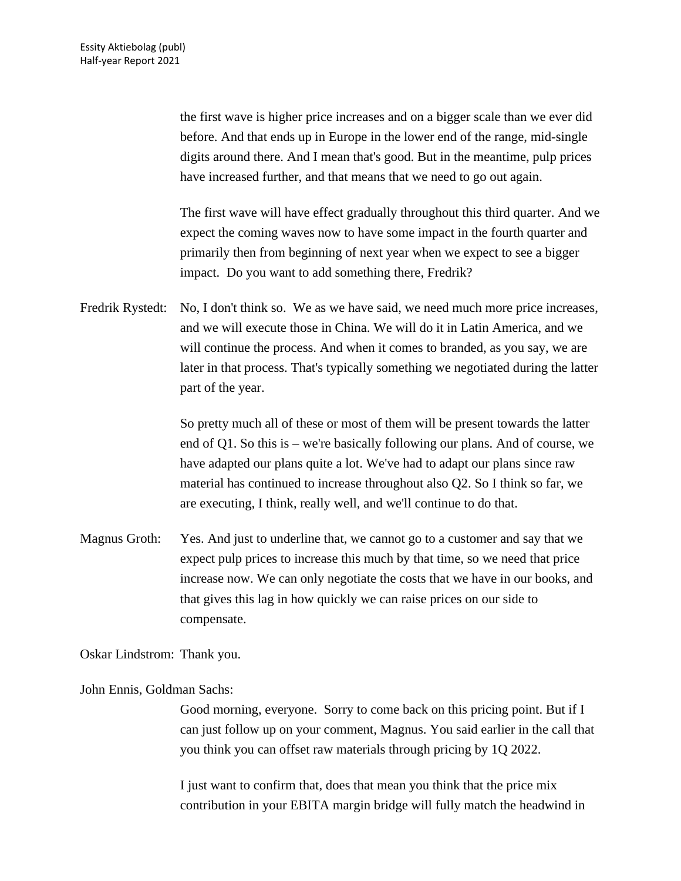the first wave is higher price increases and on a bigger scale than we ever did before. And that ends up in Europe in the lower end of the range, mid-single digits around there. And I mean that's good. But in the meantime, pulp prices have increased further, and that means that we need to go out again.

The first wave will have effect gradually throughout this third quarter. And we expect the coming waves now to have some impact in the fourth quarter and primarily then from beginning of next year when we expect to see a bigger impact. Do you want to add something there, Fredrik?

Fredrik Rystedt: No, I don't think so. We as we have said, we need much more price increases, and we will execute those in China. We will do it in Latin America, and we will continue the process. And when it comes to branded, as you say, we are later in that process. That's typically something we negotiated during the latter part of the year.

So pretty much all of these or most of them will be present towards the latter end of Q1. So this is – we're basically following our plans. And of course, we have adapted our plans quite a lot. We've had to adapt our plans since raw material has continued to increase throughout also Q2. So I think so far, we are executing, I think, really well, and we'll continue to do that.

Magnus Groth: Yes. And just to underline that, we cannot go to a customer and say that we expect pulp prices to increase this much by that time, so we need that price increase now. We can only negotiate the costs that we have in our books, and that gives this lag in how quickly we can raise prices on our side to compensate.

Oskar Lindstrom: Thank you.

John Ennis, Goldman Sachs:

Good morning, everyone. Sorry to come back on this pricing point. But if I can just follow up on your comment, Magnus. You said earlier in the call that you think you can offset raw materials through pricing by 1Q 2022.

I just want to confirm that, does that mean you think that the price mix contribution in your EBITA margin bridge will fully match the headwind in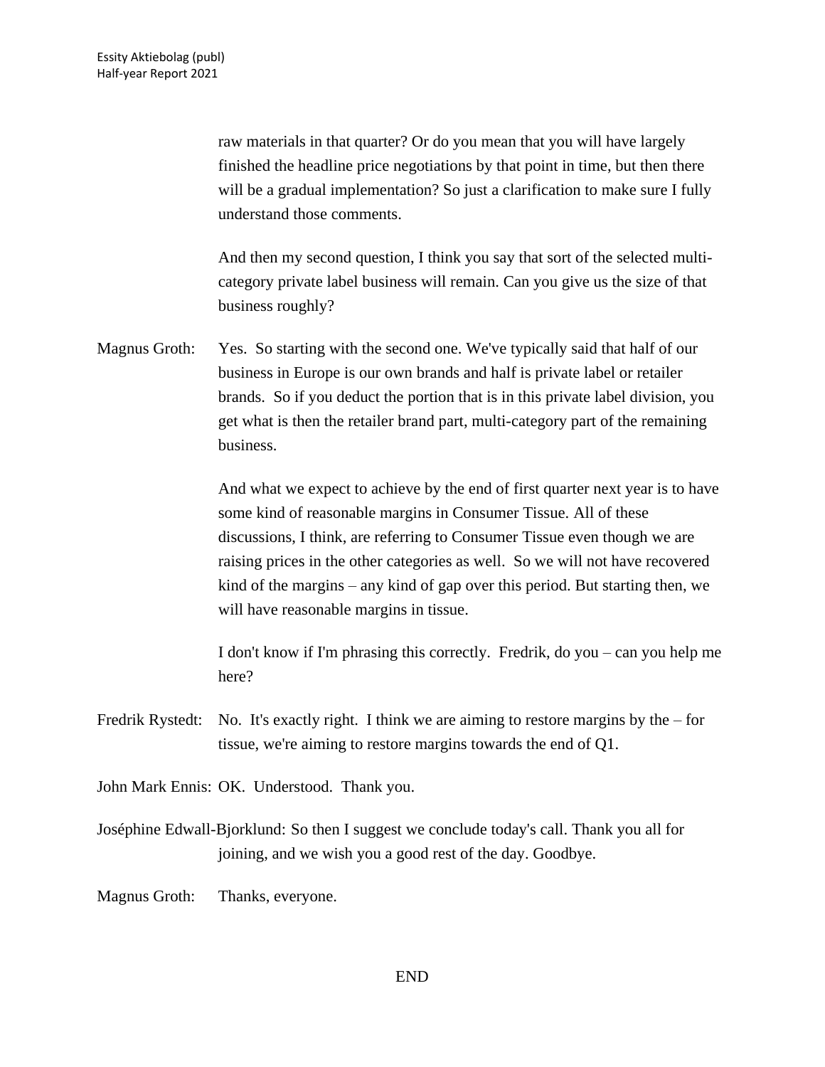raw materials in that quarter? Or do you mean that you will have largely finished the headline price negotiations by that point in time, but then there will be a gradual implementation? So just a clarification to make sure I fully understand those comments.

And then my second question, I think you say that sort of the selected multi-category private label business will remain. Can you give us the size of that business roughly?

Magnus Groth: Yes. So starting with the second one. We've typically said that half of our business in Europe is our own brands and half is private label or retailer brands. So if you deduct the portion that is in this private label division, you get what is then the retailer brand part, multi-category part of the remaining business.

And what we expect to achieve by the end of first quarter next year is to have some kind of reasonable margins in Consumer Tissue. All of these discussions, I think, are referring to Consumer Tissue even though we are raising prices in the other categories as well. So we will not have recovered kind of the margins – any kind of gap over this period. But starting then, we will have reasonable margins in tissue.

I don't know if I'm phrasing this correctly. Fredrik, do you – can you help me here?

Fredrik Rystedt: No. It's exactly right. I think we are aiming to restore margins by the – for tissue, we're aiming to restore margins towards the end of Q1.

John Mark Ennis: OK. Understood. Thank you.

Joséphine Edwall-Bjorklund: So then I suggest we conclude today's call. Thank you all for joining, and we wish you a good rest of the day. Goodbye.

Magnus Groth: Thanks, everyone.

END